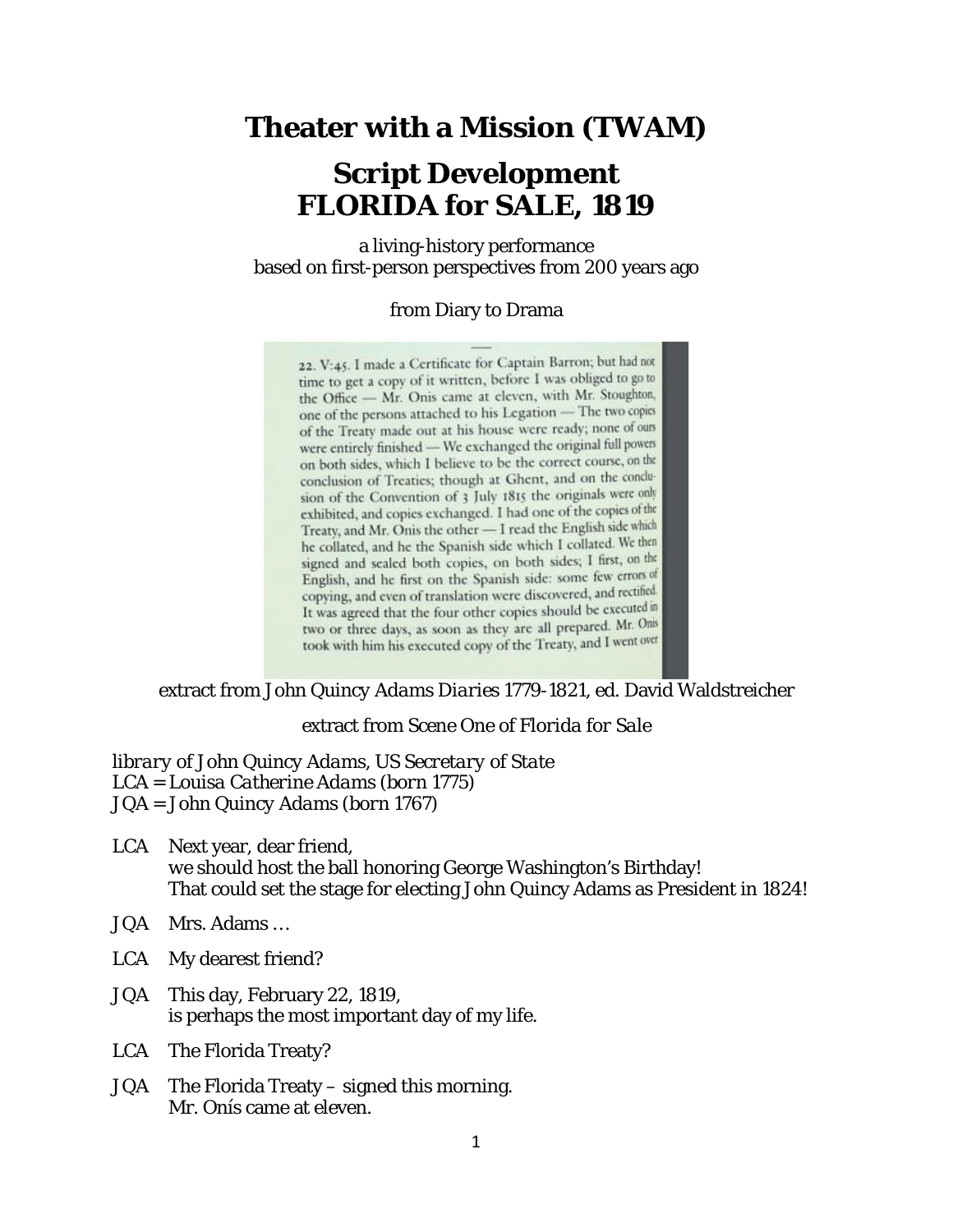# Theater with a Mission (TWAM)

## Script Development
## FLORIDA for SALE, 1819

a living-history performance
based on first-person perspectives from 200 years ago

from Diary to Drama

22. V:45. I made a Certificate for Captain Barron; but had not time to get a copy of it written, before I was obliged to go to the Office — Mr. Onis came at eleven, with Mr. Stoughton, one of the persons attached to his Legation — The two copies of the Treaty made out at his house were ready; none of ours were entirely finished — We exchanged the original full powers on both sides, which I believe to be the correct course, on the conclusion of Treaties; though at Ghent, and on the conclusion of the Convention of 3 July 1815 the originals were only exhibited, and copies exchanged. I had one of the copies of the Treaty, and Mr. Onis the other — I read the English side which he collated, and he the Spanish side which I collated. We then signed and sealed both copies, on both sides; I first, on the English, and he first on the Spanish side: some few errors of copying, and even of translation were discovered, and rectified. It was agreed that the four other copies should be executed in two or three days, as soon as they are all prepared. Mr. Onis took with him his executed copy of the Treaty, and I went over

*extract from John Quincy Adams Diaries 1779-1821, ed. David Waldstreicher*

*extract from Scene One of Florida for Sale*

*library of John Quincy Adams, US Secretary of State*
*LCA = Louisa Catherine Adams (born 1775)*
*JQA = John Quincy Adams (born 1767)*

LCA Next year, dear friend,
we should host the ball honoring George Washington's Birthday!
That could set the stage for electing John Quincy Adams as President in 1824!

JQA Mrs. Adams …

LCA My dearest friend?

JQA This day, February 22, 1819,
is perhaps the most important day of my life.

LCA The Florida Treaty?

JQA The Florida Treaty – signed this morning.
Mr. Onís came at eleven.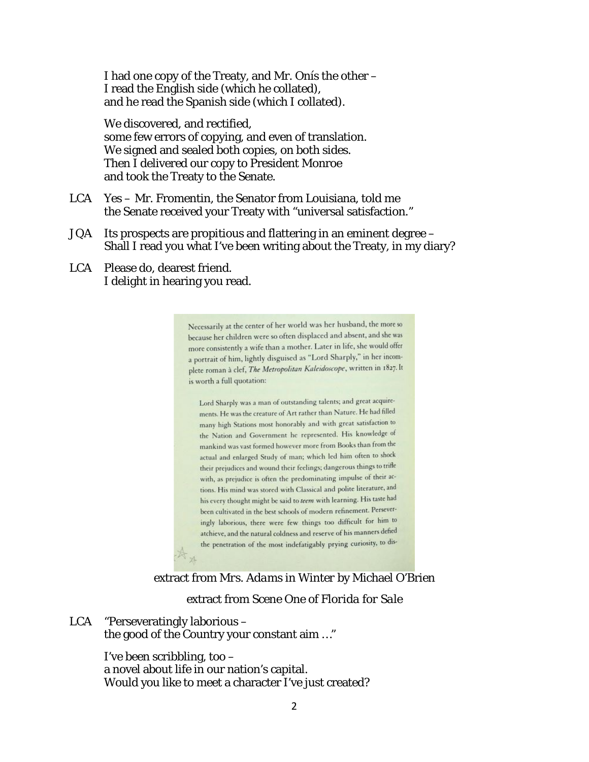I had one copy of the Treaty, and Mr. Onís the other –
I read the English side (which he collated),
and he read the Spanish side (which I collated).

We discovered, and rectified,
some few errors of copying, and even of translation.
We signed and sealed both copies, on both sides.
Then I delivered our copy to President Monroe
and took the Treaty to the Senate.

LCA Yes – Mr. Fromentin, the Senator from Louisiana, told me
the Senate received your Treaty with "universal satisfaction."

JQA Its prospects are propitious and flattering in an eminent degree –
Shall I read you what I've been writing about the Treaty, in my diary?

LCA Please do, dearest friend.
I delight in hearing you read.

Necessarily at the center of her world was her husband, the more so because her children were so often displaced and absent, and she was more consistently a wife than a mother. Later in life, she would offer a portrait of him, lightly disguised as "Lord Sharply," in her incomplete roman à clef, *The Metropolitan Kaleidoscope*, written in 1827. It is worth a full quotation:

> Lord Sharply was a man of outstanding talents; and great acquirements. He was the creature of Art rather than Nature. He had filled many high Stations most honorably and with great satisfaction to the Nation and Government he represented. His knowledge of mankind was vast formed however more from Books than from the actual and enlarged Study of man; which led him often to shock their prejudices and wound their feelings; dangerous things to trifle with, as prejudice is often the predominating impulse of their actions. His mind was stored with Classical and polite literature, and his every thought might be said to *teem* with learning. His taste had been cultivated in the best schools of modern refinement. Perseveringly laborious, there were few things too difficult for him to atchieve, and the natural coldness and reserve of his manners defied the penetration of the most indefatigably prying curiosity, to dis-

extract from *Mrs. Adams in Winter* by Michael O'Brien

extract from Scene One of *Florida for Sale*

LCA "Perseveratingly laborious –
the good of the Country your constant aim …"

I've been scribbling, too –
a novel about life in our nation's capital.
Would you like to meet a character I've just created?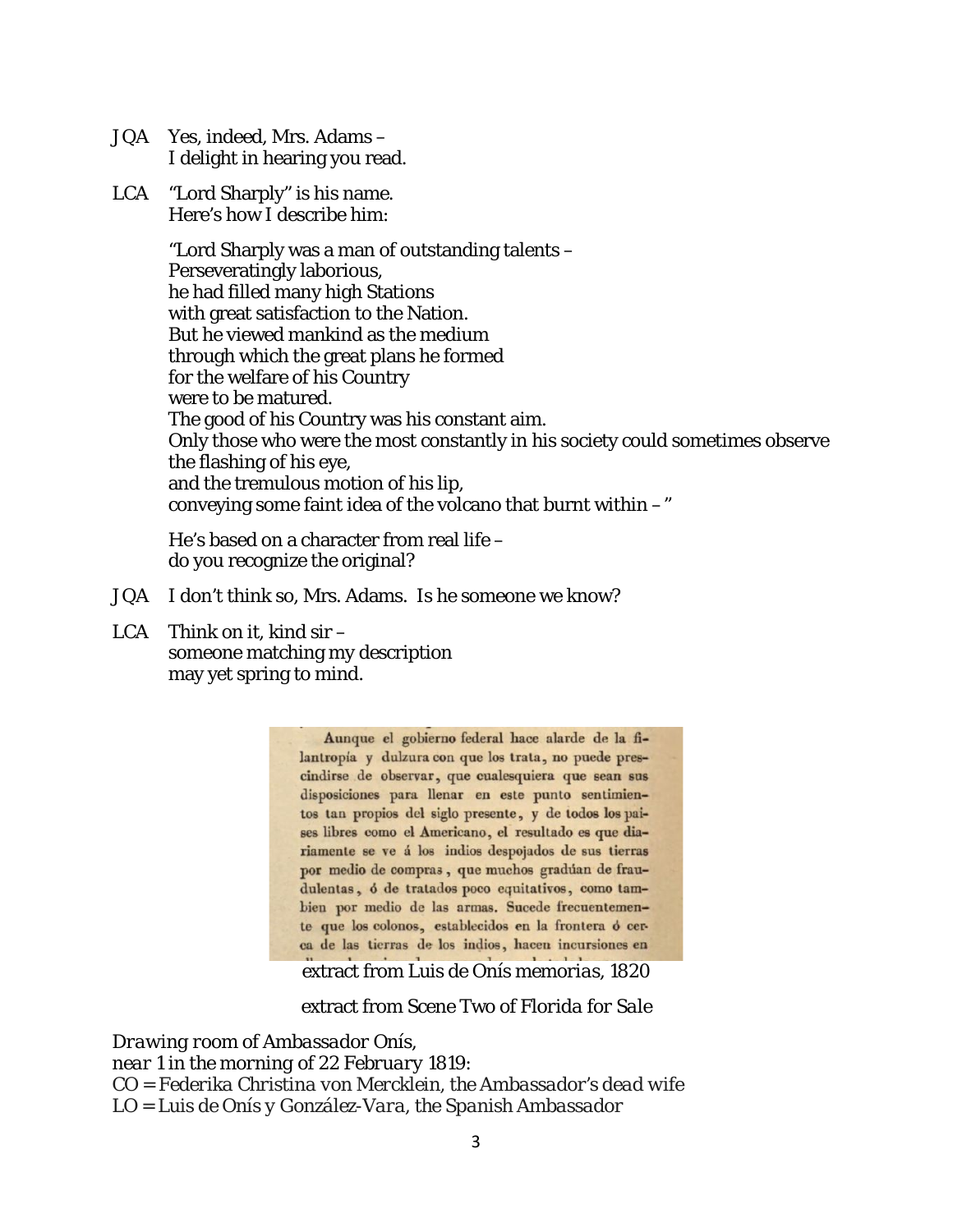JQA Yes, indeed, Mrs. Adams –
I delight in hearing you read.

LCA "Lord Sharply" is his name.
Here's how I describe him:

"Lord Sharply was a man of outstanding talents –
Perseveratingly laborious,
he had filled many high Stations
with great satisfaction to the Nation.
But he viewed mankind as the medium
through which the great plans he formed
for the welfare of his Country
were to be matured.
The good of his Country was his constant aim.
Only those who were the most constantly in his society could sometimes observe
the flashing of his eye,
and the tremulous motion of his lip,
conveying some faint idea of the volcano that burnt within – "

He's based on a character from real life –
do you recognize the original?

JQA I don't think so, Mrs. Adams. Is he someone we know?

LCA Think on it, kind sir –
someone matching my description
may yet spring to mind.

Aunque el gobierno federal hace alarde de la filantropía y dulzura con que los trata, no puede prescindirse de observar, que cualesquiera que sean sus disposiciones para llenar en este punto sentimientos tan propios del siglo presente, y de todos los paises libres como el Americano, el resultado es que diariamente se ve á los indios despojados de sus tierras por medio de compras, que muchos gradúan de fraudulentas, ó de tratados poco equitativos, como tambien por medio de las armas. Sucede frecuentemente que los colonos, establecidos en la frontera ó cerca de las tierras de los indios, hacen incursiones en

*extract from Luis de Onís memorias, 1820*

*extract from Scene Two of Florida for Sale*

*Drawing room of Ambassador Onís,*
*near 1 in the morning of 22 February 1819:*
*CO = Federika Christina von Mercklein, the Ambassador's dead wife*
*LO = Luis de Onís y González-Vara, the Spanish Ambassador*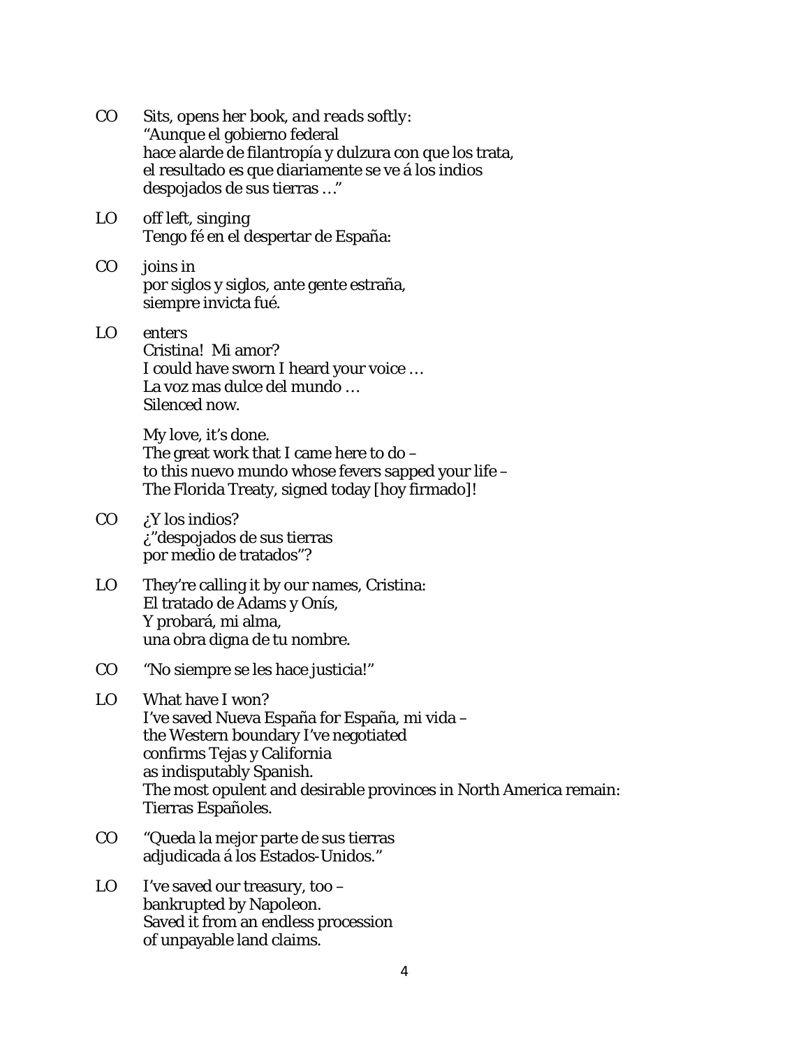CO *Sits, opens her book, and reads softly:*
"Aunque el gobierno federal
hace alarde de filantropía y dulzura con que los trata,
el resultado es que diariamente se ve á los indios
despojados de sus tierras …"

LO *off left, singing*
Tengo fé en el despertar de España:

CO *joins in*
por siglos y siglos, ante gente estraña,
siempre invicta fué.

LO *enters*
Cristina! Mi amor?
I could have sworn I heard your voice …
La voz mas dulce del mundo …
Silenced now.

My love, it's done.
The great work that I came here to do –
to this nuevo mundo whose fevers sapped your life –
The Florida Treaty, signed today [hoy firmado]!

CO ¿Y los indios?
¿"despojados de sus tierras
por medio de tratados"?

LO They're calling it by our names, Cristina:
El tratado de Adams y Onís,
Y probará, mi alma,
una obra digna de tu nombre.

CO "No siempre se les hace justicia!"

LO What have I won?
I've saved Nueva España for España, mi vida –
the Western boundary I've negotiated
confirms Tejas y California
as indisputably Spanish.
The most opulent and desirable provinces in North America remain:
Tierras Españoles.

CO "Queda la mejor parte de sus tierras
adjudicada á los Estados-Unidos."

LO I've saved our treasury, too –
bankrupted by Napoleon.
Saved it from an endless procession
of unpayable land claims.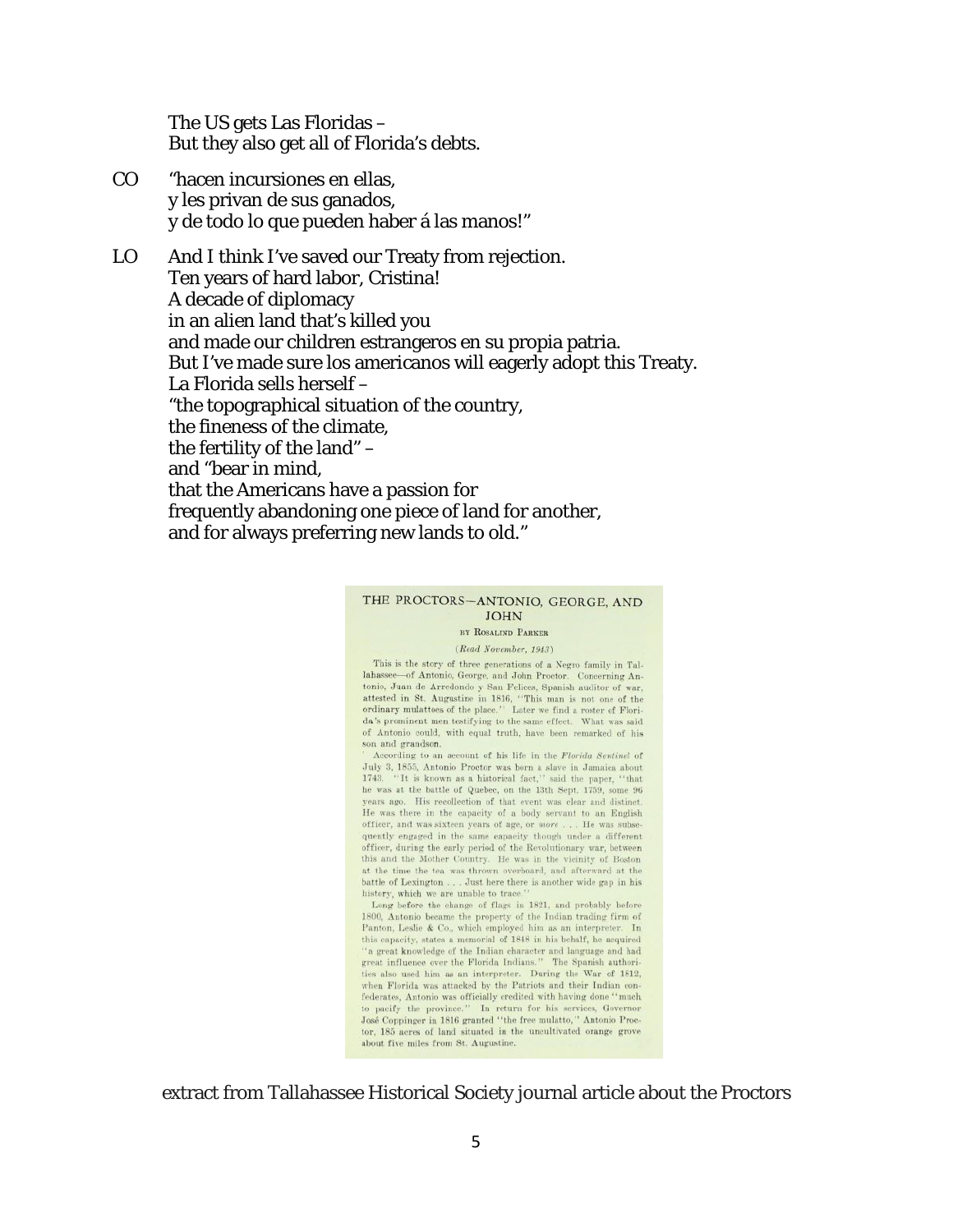The US gets Las Floridas –
But they also get all of Florida's debts.

CO "hacen incursiones en ellas,
y les privan de sus ganados,
y de todo lo que pueden haber á las manos!"

LO And I think I've saved our Treaty from rejection.
Ten years of hard labor, Cristina!
A decade of diplomacy
in an alien land that's killed you
and made our children estrangeros en su propia patria.
But I've made sure los americanos will eagerly adopt this Treaty.
La Florida sells herself –
"the topographical situation of the country,
the fineness of the climate,
the fertility of the land" –
and "bear in mind,
that the Americans have a passion for
frequently abandoning one piece of land for another,
and for always preferring new lands to old."

## THE PROCTORS—ANTONIO, GEORGE, AND JOHN

BY ROSALIND PARKER

*(Read November, 1943)*

This is the story of three generations of a Negro family in Tallahassee—of Antonio, George, and John Proctor. Concerning Antonio, Juan de Arredondo y San Felices, Spanish auditor of war, attested in St. Augustine in 1816, "This man is not one of the ordinary mulattoes of the place." Later we find a roster of Florida's prominent men testifying to the same effect. What was said of Antonio could, with equal truth, have been remarked of his son and grandson.

According to an account of his life in the *Florida Sentinel* of July 3, 1855, Antonio Proctor was born a slave in Jamaica about 1743. "It is known as a historical fact," said the paper, "that he was at the battle of Quebec, on the 13th Sept. 1759, some 96 years ago. His recollection of that event was clear and distinct. He was there in the capacity of a body servant to an English officer, and was sixteen years of age, or *more* . . . He was subsequently engaged in the same capacity though under a different officer, during the early period of the Revolutionary war, between this and the Mother Country. He was in the vicinity of Boston at the time the tea was thrown overboard, and afterward at the battle of Lexington . . . Just here there is another wide gap in his history, which we are unable to trace."

Long before the change of flags in 1821, and probably before 1800, Antonio became the property of the Indian trading firm of Panton, Leslie & Co., which employed him as an interpreter. In this capacity, states a memorial of 1848 in his behalf, he acquired "a great knowledge of the Indian character and language and had great influence over the Florida Indians." The Spanish authorities also used him as an interpreter. During the War of 1812, when Florida was attacked by the Patriots and their Indian confederates, Antonio was officially credited with having done "much to pacify the province." In return for his services, Governor José Coppinger in 1816 granted "the free mulatto," Antonio Proctor, 185 acres of land situated in the uncultivated orange grove about five miles from St. Augustine.

extract from Tallahassee Historical Society journal article about the Proctors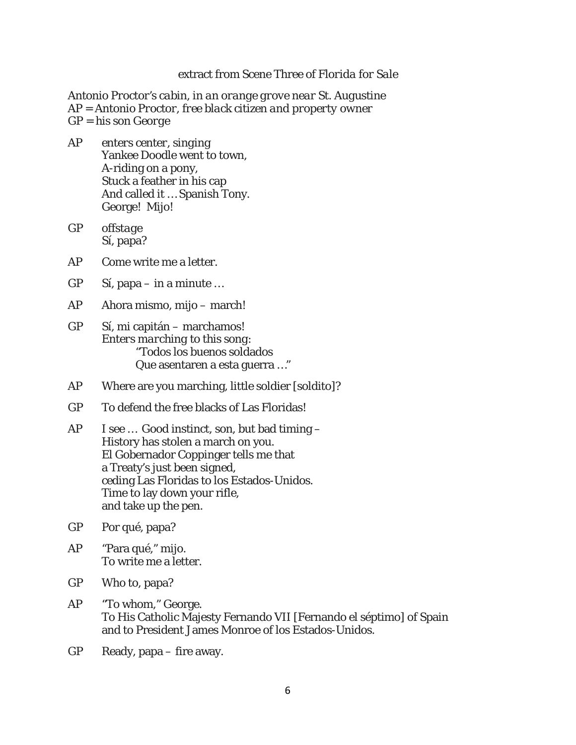*extract from Scene Three of Florida for Sale*

*Antonio Proctor's cabin, in an orange grove near St. Augustine*
*AP = Antonio Proctor, free black citizen and property owner*
*GP = his son George*

AP *enters center, singing*
Yankee Doodle went to town,
A-riding on a pony,
Stuck a feather in his cap
And called it … Spanish Tony.
George! Mijo!

GP *offstage*
Sí, papa?

AP Come write me a letter.

GP Sí, papa – in a minute …

AP Ahora mismo, mijo – march!

GP Sí, mi capitán – marchamos!
*Enters marching to this song:*
"Todos los buenos soldados
Que asentaren a esta guerra …"

AP Where are you marching, little soldier [soldito]?

GP To defend the free blacks of Las Floridas!

AP I see … Good instinct, son, but bad timing –
History has stolen a march on you.
El Gobernador Coppinger tells me that
a Treaty's just been signed,
ceding Las Floridas to los Estados-Unidos.
Time to lay down your rifle,
and take up the pen.

GP Por qué, papa?

AP "Para qué," mijo.
To write me a letter.

GP Who to, papa?

AP "To whom," George.
To His Catholic Majesty Fernando VII [Fernando el séptimo] of Spain
and to President James Monroe of los Estados-Unidos.

GP Ready, papa – fire away.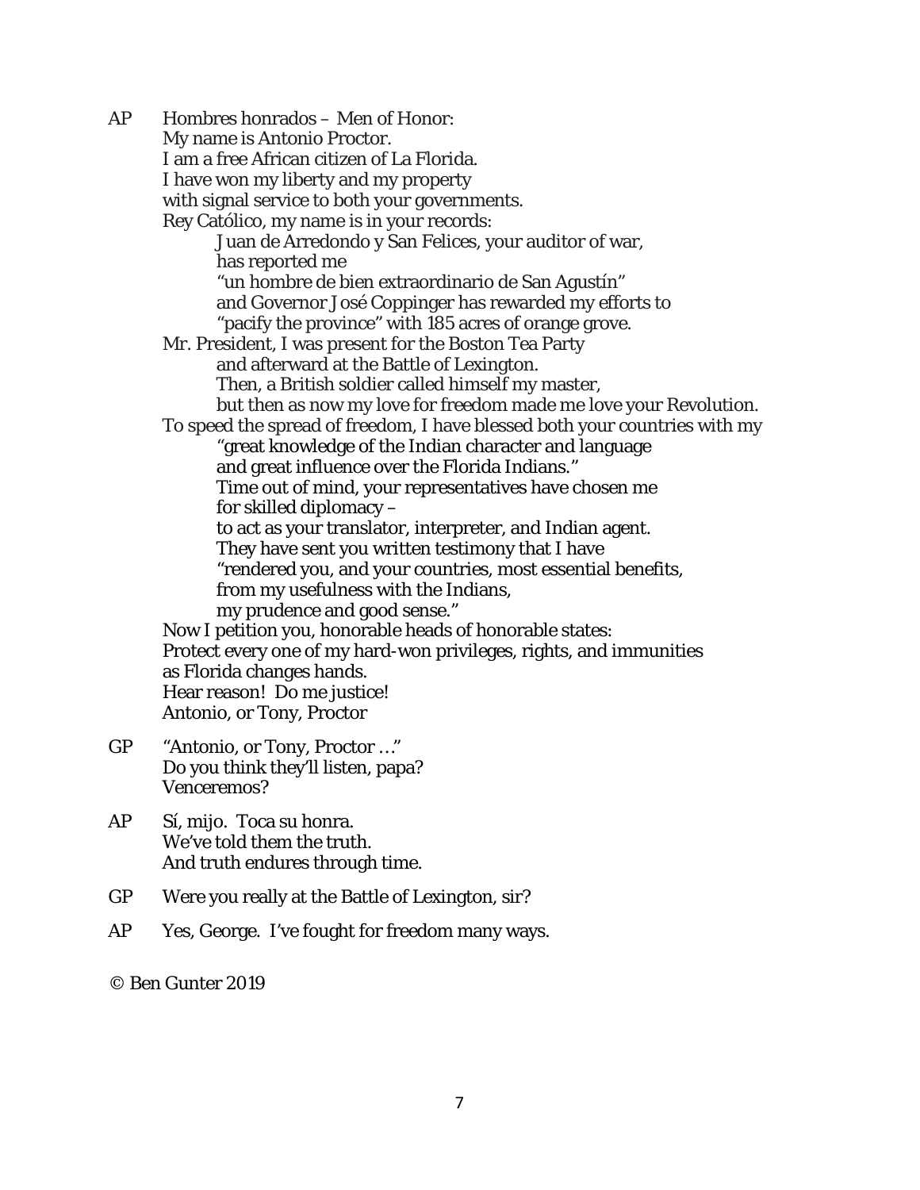AP Hombres honrados – Men of Honor:
My name is Antonio Proctor.
I am a free African citizen of La Florida.
I have won my liberty and my property
with signal service to both your governments.
Rey Católico, my name is in your records:
  Juan de Arredondo y San Felices, your auditor of war,
  has reported me
  "un hombre de bien extraordinario de San Agustín"
  and Governor José Coppinger has rewarded my efforts to
  "pacify the province" with 185 acres of orange grove.
Mr. President, I was present for the Boston Tea Party
  and afterward at the Battle of Lexington.
  Then, a British soldier called himself my master,
  but then as now my love for freedom made me love your Revolution.
To speed the spread of freedom, I have blessed both your countries with my
  "great knowledge of the Indian character and language
  and great influence over the Florida Indians."
  Time out of mind, your representatives have chosen me
  for skilled diplomacy –
  to act as your translator, interpreter, and Indian agent.
  They have sent you written testimony that I have
  "rendered you, and your countries, most essential benefits,
  from my usefulness with the Indians,
  my prudence and good sense."
Now I petition you, honorable heads of honorable states:
Protect every one of my hard-won privileges, rights, and immunities
as Florida changes hands.
Hear reason! Do me justice!
Antonio, or Tony, Proctor

GP "Antonio, or Tony, Proctor …"
Do you think they'll listen, papa?
Venceremos?

AP Sí, mijo. Toca su honra.
We've told them the truth.
And truth endures through time.

GP Were you really at the Battle of Lexington, sir?

AP Yes, George. I've fought for freedom many ways.

© Ben Gunter 2019